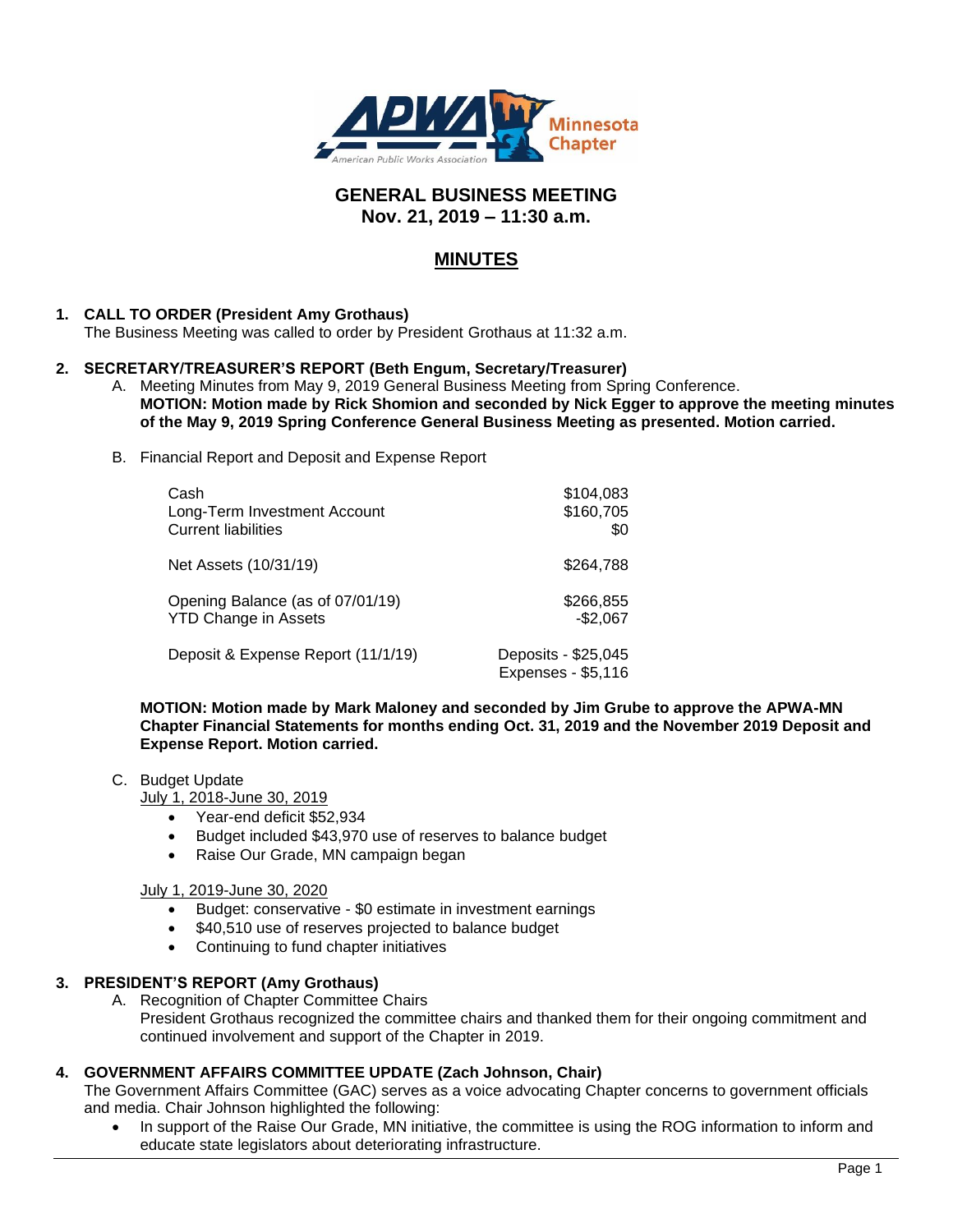# GENERAL BUSINESS MEETING
## Nov. 21, 2019 – 11:30 a.m.

## MINUTES

**1. CALL TO ORDER (President Amy Grothaus)**

The Business Meeting was called to order by President Grothaus at 11:32 a.m.

**2. SECRETARY/TREASURER'S REPORT (Beth Engum, Secretary/Treasurer)**

A. Meeting Minutes from May 9, 2019 General Business Meeting from Spring Conference.
**MOTION: Motion made by Rick Shomion and seconded by Nick Egger to approve the meeting minutes of the May 9, 2019 Spring Conference General Business Meeting as presented. Motion carried.**

B. Financial Report and Deposit and Expense Report

| | |
|---|---|
| Cash | $104,083 |
| Long-Term Investment Account | $160,705 |
| Current liabilities | $0 |
| Net Assets (10/31/19) | $264,788 |
| Opening Balance (as of 07/01/19) | $266,855 |
| YTD Change in Assets | -$2,067 |
| Deposit & Expense Report (11/1/19) | Deposits - $25,045<br>Expenses - $5,116 |

**MOTION: Motion made by Mark Maloney and seconded by Jim Grube to approve the APWA-MN Chapter Financial Statements for months ending Oct. 31, 2019 and the November 2019 Deposit and Expense Report. Motion carried.**

C. Budget Update

July 1, 2018-June 30, 2019

- Year-end deficit $52,934
- Budget included $43,970 use of reserves to balance budget
- Raise Our Grade, MN campaign began

July 1, 2019-June 30, 2020

- Budget: conservative - $0 estimate in investment earnings
- $40,510 use of reserves projected to balance budget
- Continuing to fund chapter initiatives

**3. PRESIDENT'S REPORT (Amy Grothaus)**

A. Recognition of Chapter Committee Chairs
President Grothaus recognized the committee chairs and thanked them for their ongoing commitment and continued involvement and support of the Chapter in 2019.

**4. GOVERNMENT AFFAIRS COMMITTEE UPDATE (Zach Johnson, Chair)**

The Government Affairs Committee (GAC) serves as a voice advocating Chapter concerns to government officials and media. Chair Johnson highlighted the following:

- In support of the Raise Our Grade, MN initiative, the committee is using the ROG information to inform and educate state legislators about deteriorating infrastructure.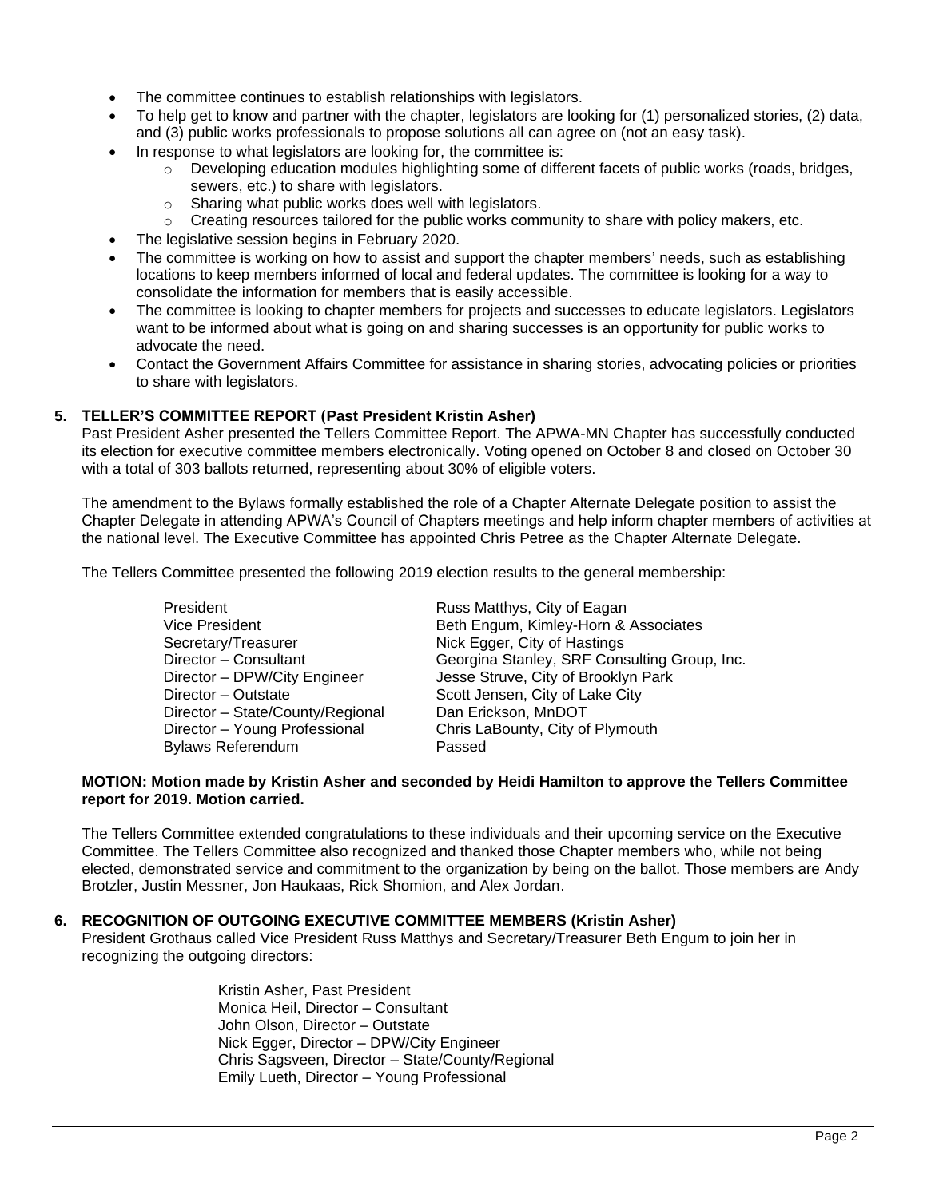- The committee continues to establish relationships with legislators.
- To help get to know and partner with the chapter, legislators are looking for (1) personalized stories, (2) data, and (3) public works professionals to propose solutions all can agree on (not an easy task).
- In response to what legislators are looking for, the committee is:
  - Developing education modules highlighting some of different facets of public works (roads, bridges, sewers, etc.) to share with legislators.
  - Sharing what public works does well with legislators.
  - Creating resources tailored for the public works community to share with policy makers, etc.
- The legislative session begins in February 2020.
- The committee is working on how to assist and support the chapter members' needs, such as establishing locations to keep members informed of local and federal updates. The committee is looking for a way to consolidate the information for members that is easily accessible.
- The committee is looking to chapter members for projects and successes to educate legislators. Legislators want to be informed about what is going on and sharing successes is an opportunity for public works to advocate the need.
- Contact the Government Affairs Committee for assistance in sharing stories, advocating policies or priorities to share with legislators.

**5. TELLER'S COMMITTEE REPORT (Past President Kristin Asher)**

Past President Asher presented the Tellers Committee Report. The APWA-MN Chapter has successfully conducted its election for executive committee members electronically. Voting opened on October 8 and closed on October 30 with a total of 303 ballots returned, representing about 30% of eligible voters.

The amendment to the Bylaws formally established the role of a Chapter Alternate Delegate position to assist the Chapter Delegate in attending APWA's Council of Chapters meetings and help inform chapter members of activities at the national level. The Executive Committee has appointed Chris Petree as the Chapter Alternate Delegate.

The Tellers Committee presented the following 2019 election results to the general membership:

| | |
|---|---|
| President | Russ Matthys, City of Eagan |
| Vice President | Beth Engum, Kimley-Horn & Associates |
| Secretary/Treasurer | Nick Egger, City of Hastings |
| Director – Consultant | Georgina Stanley, SRF Consulting Group, Inc. |
| Director – DPW/City Engineer | Jesse Struve, City of Brooklyn Park |
| Director – Outstate | Scott Jensen, City of Lake City |
| Director – State/County/Regional | Dan Erickson, MnDOT |
| Director – Young Professional | Chris LaBounty, City of Plymouth |
| Bylaws Referendum | Passed |

**MOTION: Motion made by Kristin Asher and seconded by Heidi Hamilton to approve the Tellers Committee report for 2019. Motion carried.**

The Tellers Committee extended congratulations to these individuals and their upcoming service on the Executive Committee. The Tellers Committee also recognized and thanked those Chapter members who, while not being elected, demonstrated service and commitment to the organization by being on the ballot. Those members are Andy Brotzler, Justin Messner, Jon Haukaas, Rick Shomion, and Alex Jordan.

**6. RECOGNITION OF OUTGOING EXECUTIVE COMMITTEE MEMBERS (Kristin Asher)**

President Grothaus called Vice President Russ Matthys and Secretary/Treasurer Beth Engum to join her in recognizing the outgoing directors:

Kristin Asher, Past President
Monica Heil, Director – Consultant
John Olson, Director – Outstate
Nick Egger, Director – DPW/City Engineer
Chris Sagsveen, Director – State/County/Regional
Emily Lueth, Director – Young Professional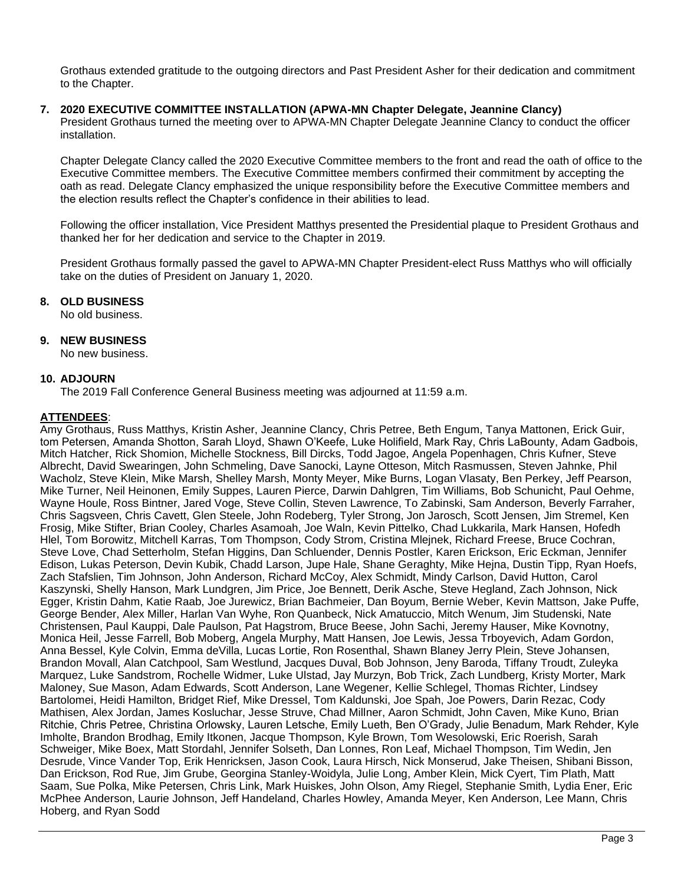Grothaus extended gratitude to the outgoing directors and Past President Asher for their dedication and commitment to the Chapter.

**7. 2020 EXECUTIVE COMMITTEE INSTALLATION (APWA-MN Chapter Delegate, Jeannine Clancy)**

President Grothaus turned the meeting over to APWA-MN Chapter Delegate Jeannine Clancy to conduct the officer installation.

Chapter Delegate Clancy called the 2020 Executive Committee members to the front and read the oath of office to the Executive Committee members. The Executive Committee members confirmed their commitment by accepting the oath as read. Delegate Clancy emphasized the unique responsibility before the Executive Committee members and the election results reflect the Chapter's confidence in their abilities to lead.

Following the officer installation, Vice President Matthys presented the Presidential plaque to President Grothaus and thanked her for her dedication and service to the Chapter in 2019.

President Grothaus formally passed the gavel to APWA-MN Chapter President-elect Russ Matthys who will officially take on the duties of President on January 1, 2020.

**8. OLD BUSINESS**

No old business.

**9. NEW BUSINESS**

No new business.

**10. ADJOURN**

The 2019 Fall Conference General Business meeting was adjourned at 11:59 a.m.

**ATTENDEES**:

Amy Grothaus, Russ Matthys, Kristin Asher, Jeannine Clancy, Chris Petree, Beth Engum, Tanya Mattonen, Erick Guir, tom Petersen, Amanda Shotton, Sarah Lloyd, Shawn O'Keefe, Luke Holifield, Mark Ray, Chris LaBounty, Adam Gadbois, Mitch Hatcher, Rick Shomion, Michelle Stockness, Bill Dircks, Todd Jagoe, Angela Popenhagen, Chris Kufner, Steve Albrecht, David Swearingen, John Schmeling, Dave Sanocki, Layne Otteson, Mitch Rasmussen, Steven Jahnke, Phil Wacholz, Steve Klein, Mike Marsh, Shelley Marsh, Monty Meyer, Mike Burns, Logan Vlasaty, Ben Perkey, Jeff Pearson, Mike Turner, Neil Heinonen, Emily Suppes, Lauren Pierce, Darwin Dahlgren, Tim Williams, Bob Schunicht, Paul Oehme, Wayne Houle, Ross Bintner, Jared Voge, Steve Collin, Steven Lawrence, To Zabinski, Sam Anderson, Beverly Farraher, Chris Sagsveen, Chris Cavett, Glen Steele, John Rodeberg, Tyler Strong, Jon Jarosch, Scott Jensen, Jim Stremel, Ken Frosig, Mike Stifter, Brian Cooley, Charles Asamoah, Joe Waln, Kevin Pittelko, Chad Lukkarila, Mark Hansen, Hofedh Hlel, Tom Borowitz, Mitchell Karras, Tom Thompson, Cody Strom, Cristina Mlejnek, Richard Freese, Bruce Cochran, Steve Love, Chad Setterholm, Stefan Higgins, Dan Schluender, Dennis Postler, Karen Erickson, Eric Eckman, Jennifer Edison, Lukas Peterson, Devin Kubik, Chadd Larson, Jupe Hale, Shane Geraghty, Mike Hejna, Dustin Tipp, Ryan Hoefs, Zach Stafslien, Tim Johnson, John Anderson, Richard McCoy, Alex Schmidt, Mindy Carlson, David Hutton, Carol Kaszynski, Shelly Hanson, Mark Lundgren, Jim Price, Joe Bennett, Derik Asche, Steve Hegland, Zach Johnson, Nick Egger, Kristin Dahm, Katie Raab, Joe Jurewicz, Brian Bachmeier, Dan Boyum, Bernie Weber, Kevin Mattson, Jake Puffe, George Bender, Alex Miller, Harlan Van Wyhe, Ron Quanbeck, Nick Amatuccio, Mitch Wenum, Jim Studenski, Nate Christensen, Paul Kauppi, Dale Paulson, Pat Hagstrom, Bruce Beese, John Sachi, Jeremy Hauser, Mike Kovnotny, Monica Heil, Jesse Farrell, Bob Moberg, Angela Murphy, Matt Hansen, Joe Lewis, Jessa Trboyevich, Adam Gordon, Anna Bessel, Kyle Colvin, Emma deVilla, Lucas Lortie, Ron Rosenthal, Shawn Blaney Jerry Plein, Steve Johansen, Brandon Movall, Alan Catchpool, Sam Westlund, Jacques Duval, Bob Johnson, Jeny Baroda, Tiffany Troudt, Zuleyka Marquez, Luke Sandstrom, Rochelle Widmer, Luke Ulstad, Jay Murzyn, Bob Trick, Zach Lundberg, Kristy Morter, Mark Maloney, Sue Mason, Adam Edwards, Scott Anderson, Lane Wegener, Kellie Schlegel, Thomas Richter, Lindsey Bartolomei, Heidi Hamilton, Bridget Rief, Mike Dressel, Tom Kaldunski, Joe Spah, Joe Powers, Darin Rezac, Cody Mathisen, Alex Jordan, James Kosluchar, Jesse Struve, Chad Millner, Aaron Schmidt, John Caven, Mike Kuno, Brian Ritchie, Chris Petree, Christina Orlowsky, Lauren Letsche, Emily Lueth, Ben O'Grady, Julie Benadum, Mark Rehder, Kyle Imholte, Brandon Brodhag, Emily Itkonen, Jacque Thompson, Kyle Brown, Tom Wesolowski, Eric Roerish, Sarah Schweiger, Mike Boex, Matt Stordahl, Jennifer Solseth, Dan Lonnes, Ron Leaf, Michael Thompson, Tim Wedin, Jen Desrude, Vince Vander Top, Erik Henricksen, Jason Cook, Laura Hirsch, Nick Monserud, Jake Theisen, Shibani Bisson, Dan Erickson, Rod Rue, Jim Grube, Georgina Stanley-Woidyla, Julie Long, Amber Klein, Mick Cyert, Tim Plath, Matt Saam, Sue Polka, Mike Petersen, Chris Link, Mark Huiskes, John Olson, Amy Riegel, Stephanie Smith, Lydia Ener, Eric McPhee Anderson, Laurie Johnson, Jeff Handeland, Charles Howley, Amanda Meyer, Ken Anderson, Lee Mann, Chris Hoberg, and Ryan Sodd